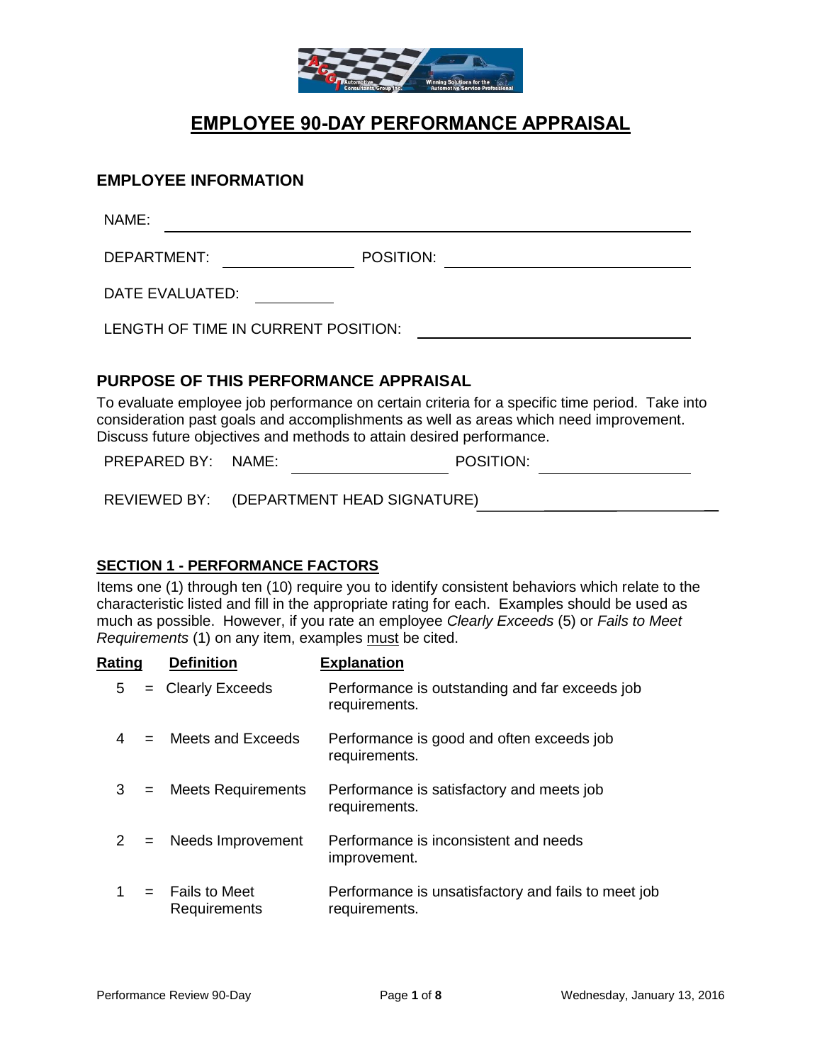# EMPLOYEE 90-DAY PERFORMANCE APPRAISAL

## EMPLOYEE INFORMATION

NAME: ______________________________________________

DEPARTMENT: ________________ POSITION: ________________________

DATE EVALUATED: __________

LENGTH OF TIME IN CURRENT POSITION: ____________________

## PURPOSE OF THIS PERFORMANCE APPRAISAL

To evaluate employee job performance on certain criteria for a specific time period. Take into consideration past goals and accomplishments as well as areas which need improvement. Discuss future objectives and methods to attain desired performance.

PREPARED BY: NAME: ________________ POSITION: ________________

REVIEWED BY: (DEPARTMENT HEAD SIGNATURE) ________________________

### SECTION 1 - PERFORMANCE FACTORS

Items one (1) through ten (10) require you to identify consistent behaviors which relate to the characteristic listed and fill in the appropriate rating for each. Examples should be used as much as possible. However, if you rate an employee *Clearly Exceeds* (5) or *Fails to Meet Requirements* (1) on any item, examples must be cited.

| Rating | | Definition | Explanation |
|---|---|---|---|
| 5 | = | Clearly Exceeds | Performance is outstanding and far exceeds job requirements. |
| 4 | = | Meets and Exceeds | Performance is good and often exceeds job requirements. |
| 3 | = | Meets Requirements | Performance is satisfactory and meets job requirements. |
| 2 | = | Needs Improvement | Performance is inconsistent and needs improvement. |
| 1 | = | Fails to Meet Requirements | Performance is unsatisfactory and fails to meet job requirements. |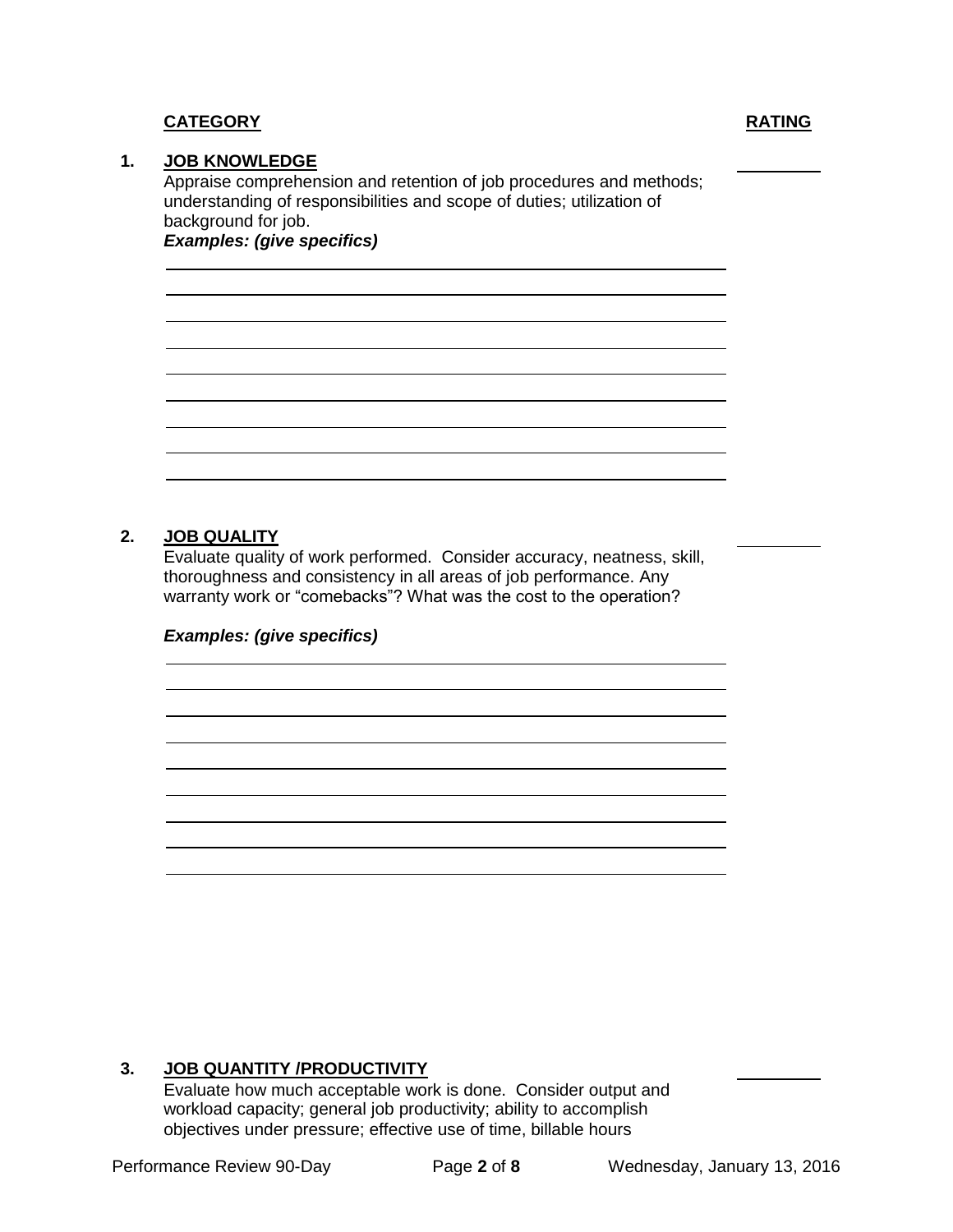**CATEGORY** **RATING**

1. **JOB KNOWLEDGE** \_\_\_\_\_\_\_\_\_

   Appraise comprehension and retention of job procedures and methods; understanding of responsibilities and scope of duties; utilization of background for job.

   ***Examples: (give specifics)***

2. **JOB QUALITY** \_\_\_\_\_\_\_\_\_

   Evaluate quality of work performed. Consider accuracy, neatness, skill, thoroughness and consistency in all areas of job performance. Any warranty work or "comebacks"? What was the cost to the operation?

   ***Examples: (give specifics)***

3. **JOB QUANTITY /PRODUCTIVITY** \_\_\_\_\_\_\_\_\_

   Evaluate how much acceptable work is done. Consider output and workload capacity; general job productivity; ability to accomplish objectives under pressure; effective use of time, billable hours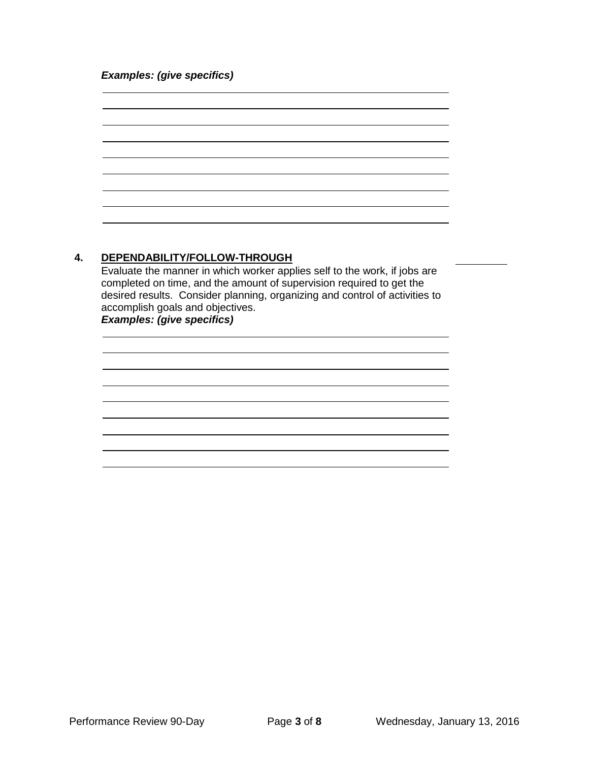***Examples: (give specifics)***

## 4. DEPENDABILITY/FOLLOW-THROUGH

Evaluate the manner in which worker applies self to the work, if jobs are completed on time, and the amount of supervision required to get the desired results. Consider planning, organizing and control of activities to accomplish goals and objectives.

***Examples: (give specifics)***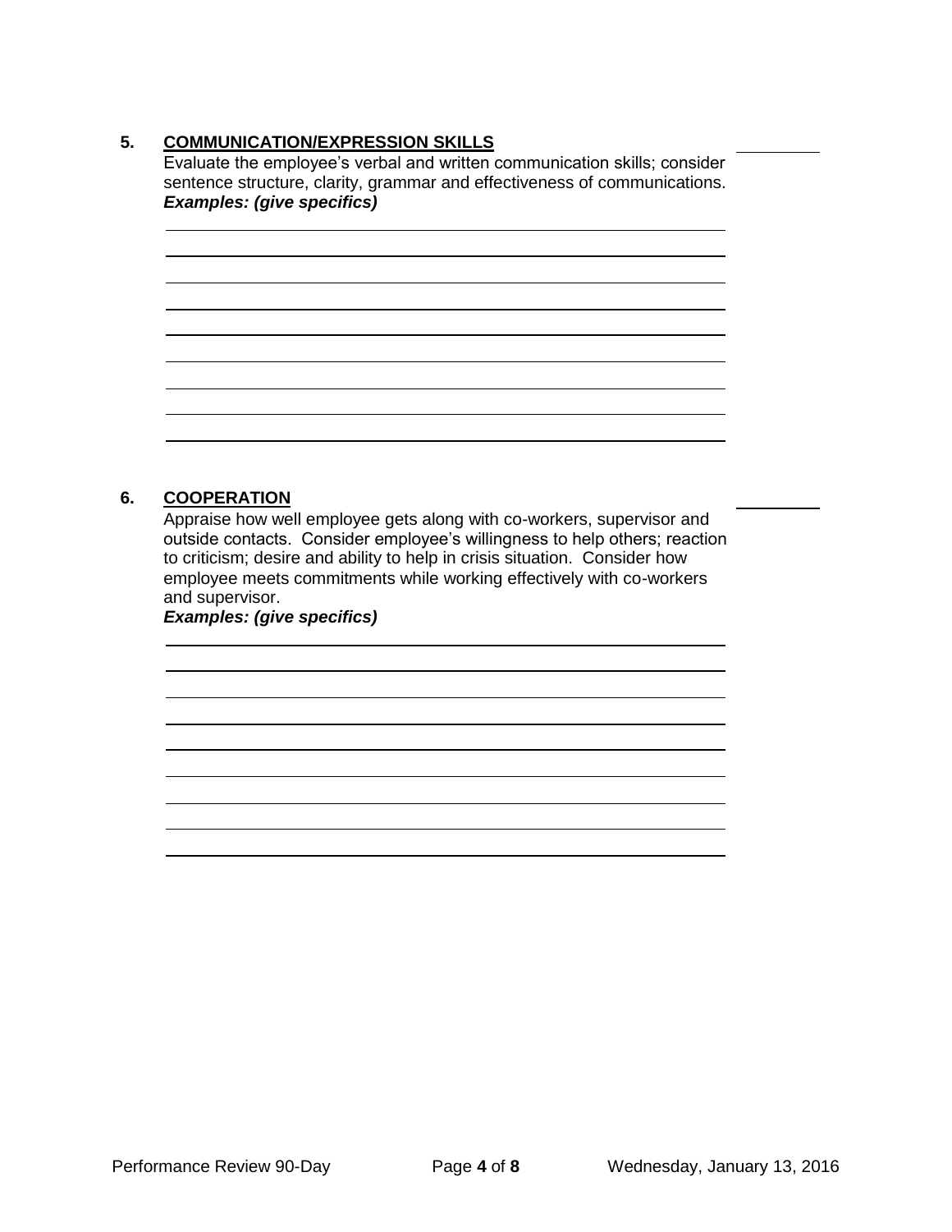**5. <u>COMMUNICATION/EXPRESSION SKILLS</u>**

Evaluate the employee's verbal and written communication skills; consider sentence structure, clarity, grammar and effectiveness of communications.

***Examples: (give specifics)***

**6. <u>COOPERATION</u>**

Appraise how well employee gets along with co-workers, supervisor and outside contacts. Consider employee's willingness to help others; reaction to criticism; desire and ability to help in crisis situation. Consider how employee meets commitments while working effectively with co-workers and supervisor.

***Examples: (give specifics)***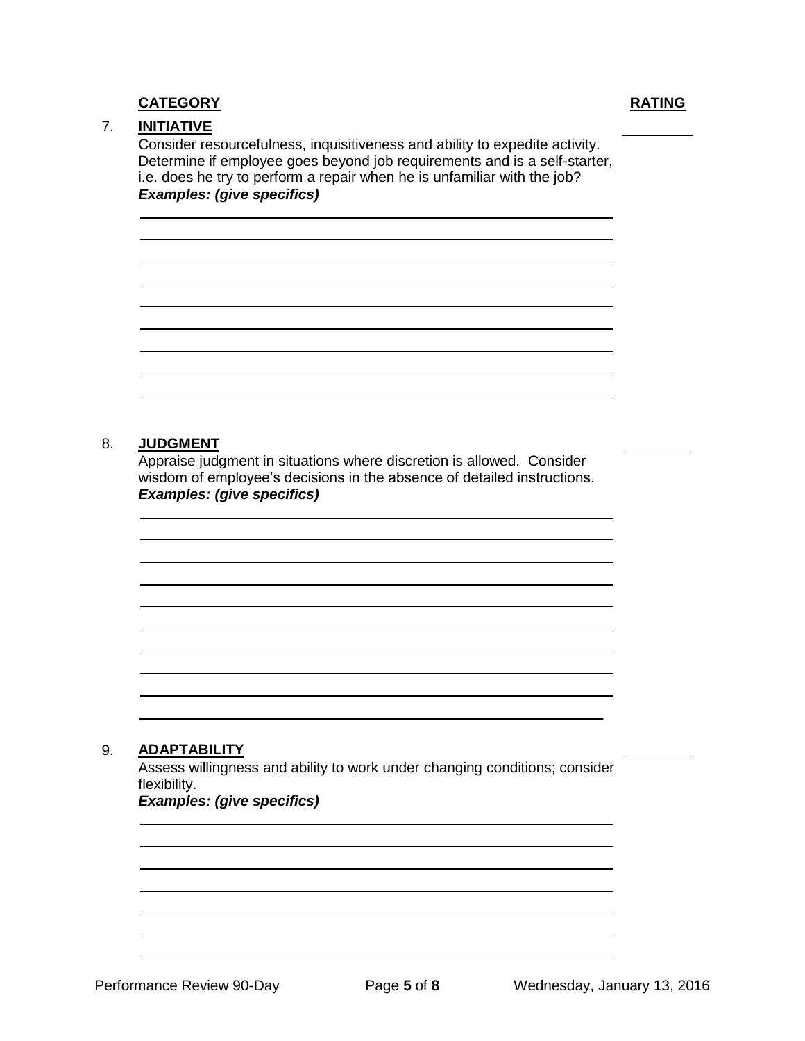**CATEGORY** **RATING**

7. **INITIATIVE** ________

Consider resourcefulness, inquisitiveness and ability to expedite activity. Determine if employee goes beyond job requirements and is a self-starter, i.e. does he try to perform a repair when he is unfamiliar with the job?

***Examples: (give specifics)***

8. **JUDGMENT** ________

Appraise judgment in situations where discretion is allowed. Consider wisdom of employee's decisions in the absence of detailed instructions.

***Examples: (give specifics)***

9. **ADAPTABILITY** ________

Assess willingness and ability to work under changing conditions; consider flexibility.

***Examples: (give specifics)***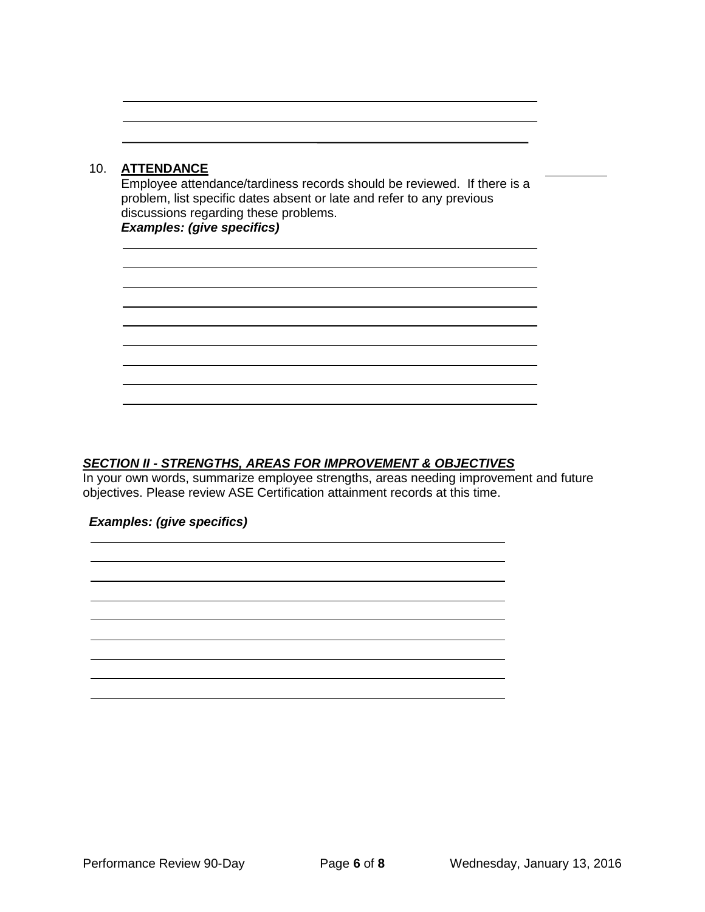10. **ATTENDANCE**

Employee attendance/tardiness records should be reviewed. If there is a problem, list specific dates absent or late and refer to any previous discussions regarding these problems.

***Examples: (give specifics)***

## ***SECTION II - STRENGTHS, AREAS FOR IMPROVEMENT & OBJECTIVES***

In your own words, summarize employee strengths, areas needing improvement and future objectives. Please review ASE Certification attainment records at this time.

***Examples: (give specifics)***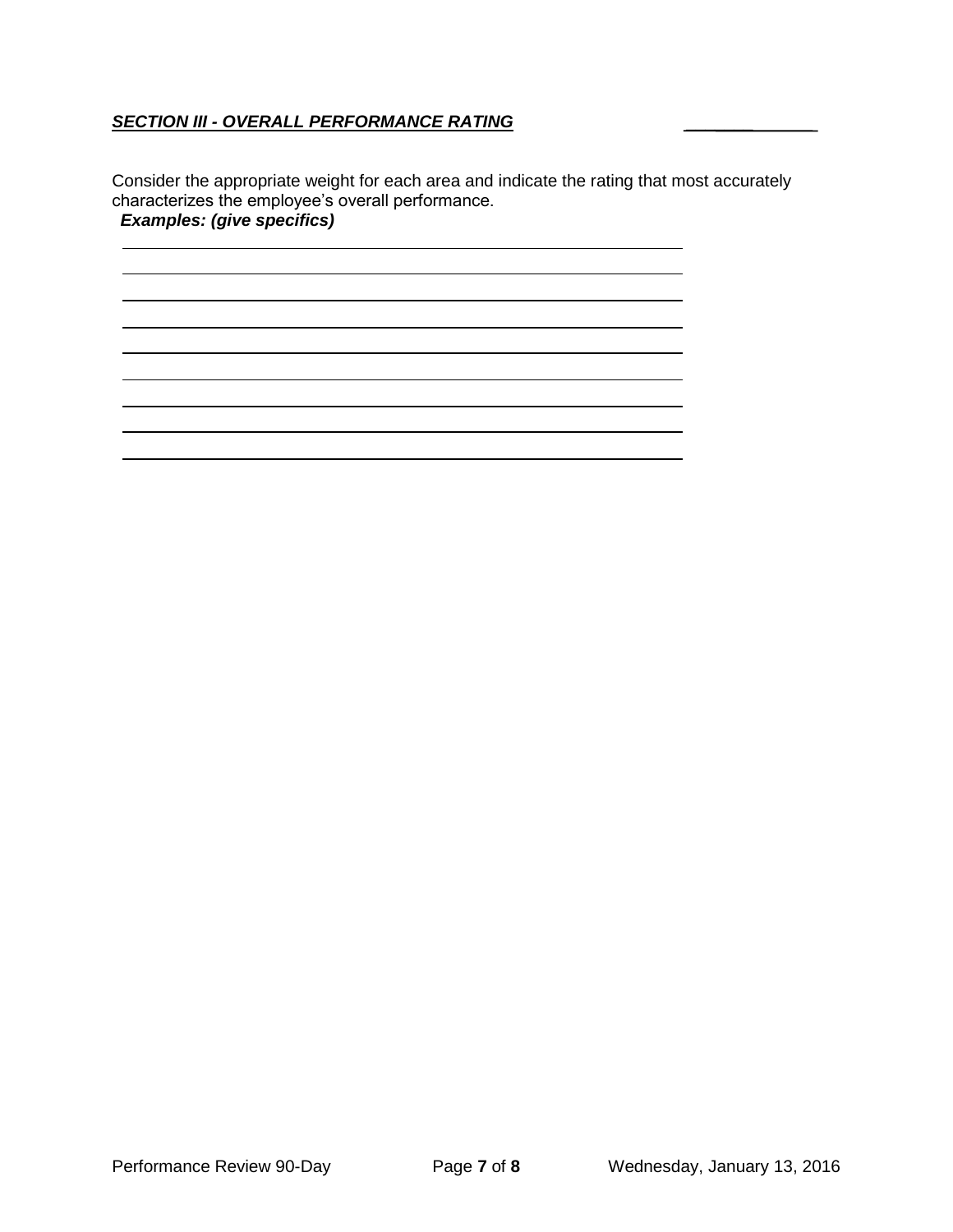***SECTION III - OVERALL PERFORMANCE RATING*** _____________

Consider the appropriate weight for each area and indicate the rating that most accurately characterizes the employee's overall performance.

***Examples: (give specifics)***

______________________________________________________________

______________________________________________________________

______________________________________________________________

______________________________________________________________

______________________________________________________________

______________________________________________________________

______________________________________________________________

______________________________________________________________

______________________________________________________________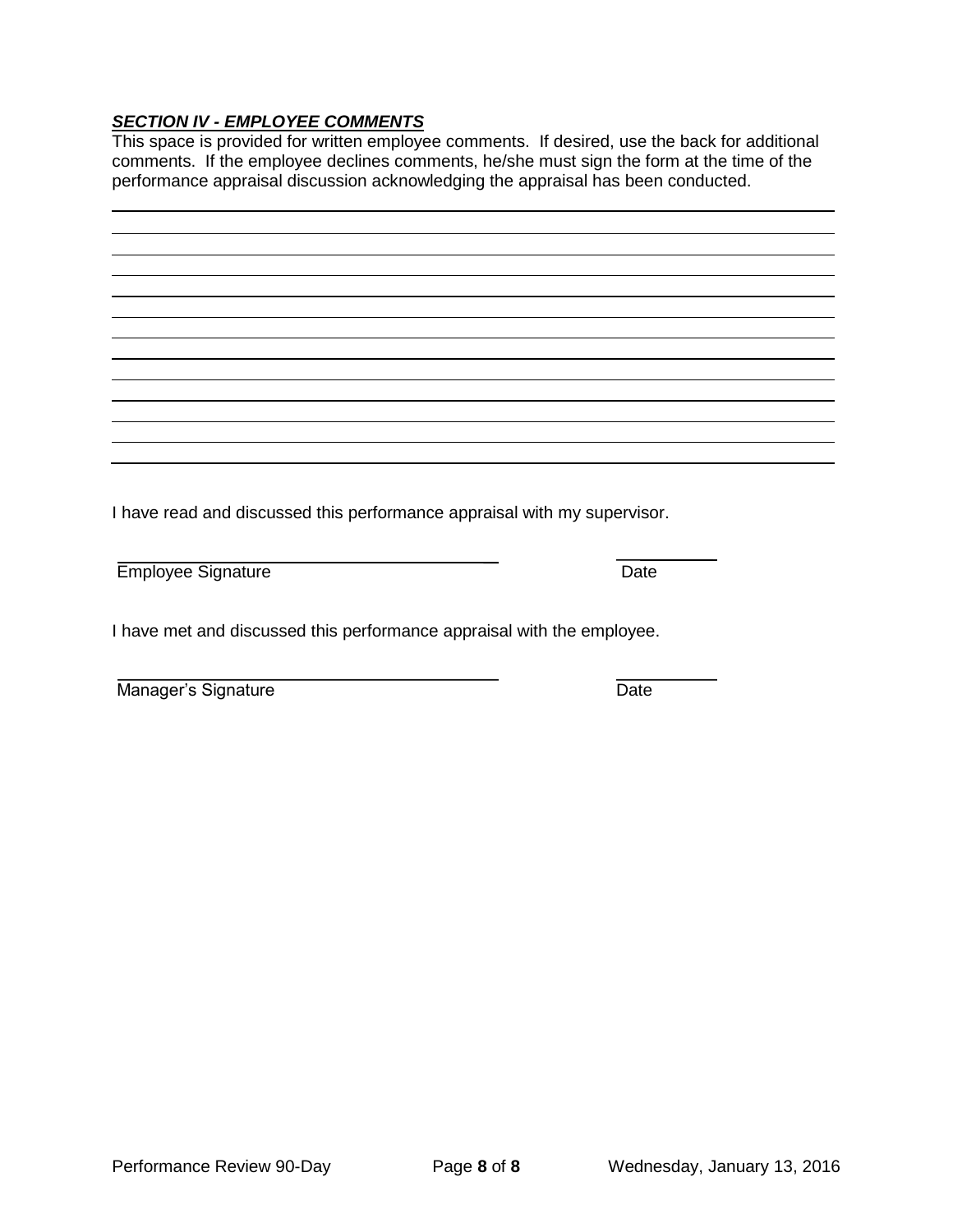### ***SECTION IV - EMPLOYEE COMMENTS***

This space is provided for written employee comments. If desired, use the back for additional comments. If the employee declines comments, he/she must sign the form at the time of the performance appraisal discussion acknowledging the appraisal has been conducted.

I have read and discussed this performance appraisal with my supervisor.

Employee Signature Date

I have met and discussed this performance appraisal with the employee.

Manager's Signature Date